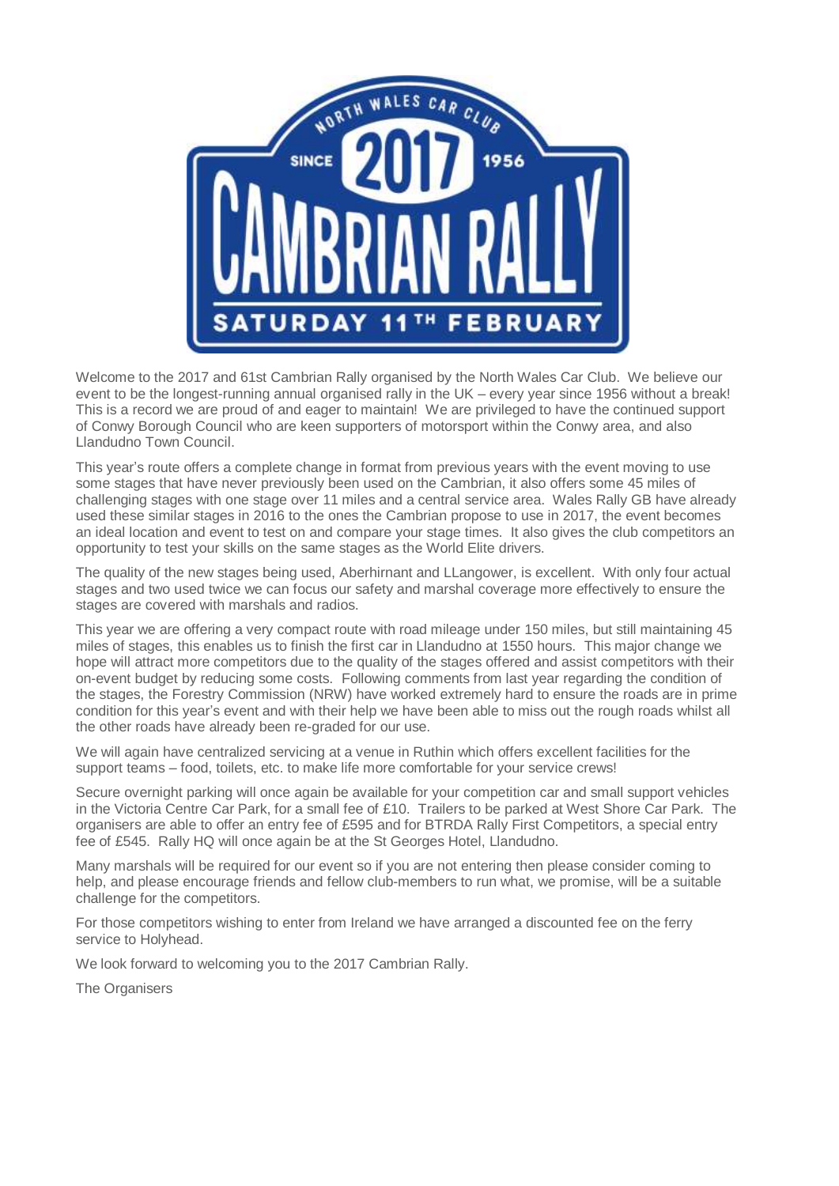NORTH WALES CAR CLUB

SINCE 2017 1956

# CAMBRIAN RALLY

SATURDAY 11TH FEBRUARY

Welcome to the 2017 and 61st Cambrian Rally organised by the North Wales Car Club. We believe our event to be the longest-running annual organised rally in the UK – every year since 1956 without a break! This is a record we are proud of and eager to maintain! We are privileged to have the continued support of Conwy Borough Council who are keen supporters of motorsport within the Conwy area, and also Llandudno Town Council.

This year's route offers a complete change in format from previous years with the event moving to use some stages that have never previously been used on the Cambrian, it also offers some 45 miles of challenging stages with one stage over 11 miles and a central service area. Wales Rally GB have already used these similar stages in 2016 to the ones the Cambrian propose to use in 2017, the event becomes an ideal location and event to test on and compare your stage times. It also gives the club competitors an opportunity to test your skills on the same stages as the World Elite drivers.

The quality of the new stages being used, Aberhirnant and LLangower, is excellent. With only four actual stages and two used twice we can focus our safety and marshal coverage more effectively to ensure the stages are covered with marshals and radios.

This year we are offering a very compact route with road mileage under 150 miles, but still maintaining 45 miles of stages, this enables us to finish the first car in Llandudno at 1550 hours. This major change we hope will attract more competitors due to the quality of the stages offered and assist competitors with their on-event budget by reducing some costs. Following comments from last year regarding the condition of the stages, the Forestry Commission (NRW) have worked extremely hard to ensure the roads are in prime condition for this year's event and with their help we have been able to miss out the rough roads whilst all the other roads have already been re-graded for our use.

We will again have centralized servicing at a venue in Ruthin which offers excellent facilities for the support teams – food, toilets, etc. to make life more comfortable for your service crews!

Secure overnight parking will once again be available for your competition car and small support vehicles in the Victoria Centre Car Park, for a small fee of £10. Trailers to be parked at West Shore Car Park. The organisers are able to offer an entry fee of £595 and for BTRDA Rally First Competitors, a special entry fee of £545. Rally HQ will once again be at the St Georges Hotel, Llandudno.

Many marshals will be required for our event so if you are not entering then please consider coming to help, and please encourage friends and fellow club-members to run what, we promise, will be a suitable challenge for the competitors.

For those competitors wishing to enter from Ireland we have arranged a discounted fee on the ferry service to Holyhead.

We look forward to welcoming you to the 2017 Cambrian Rally.

The Organisers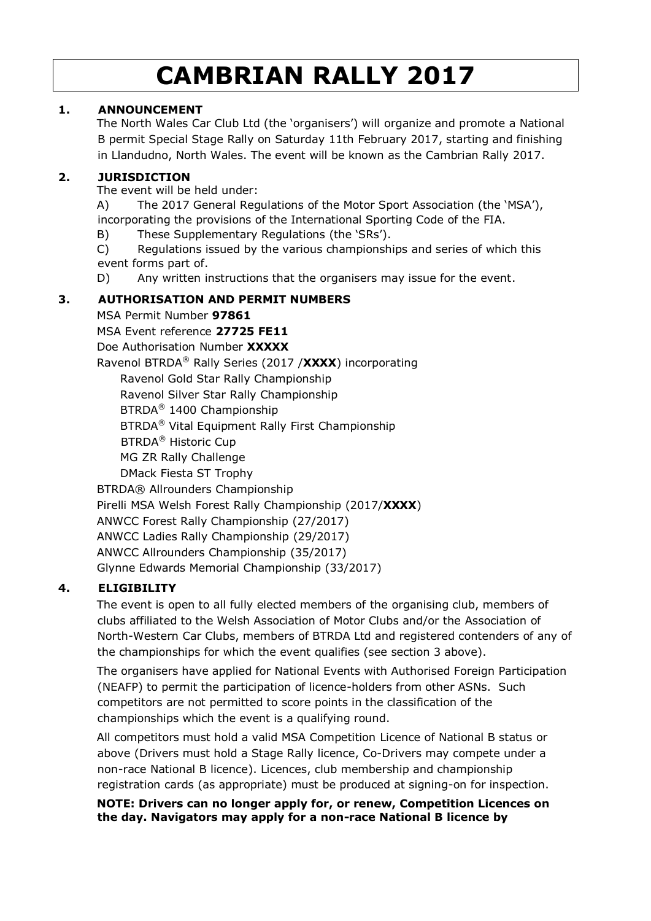# CAMBRIAN RALLY 2017

## 1. ANNOUNCEMENT

The North Wales Car Club Ltd (the 'organisers') will organize and promote a National B permit Special Stage Rally on Saturday 11th February 2017, starting and finishing in Llandudno, North Wales. The event will be known as the Cambrian Rally 2017.

## 2. JURISDICTION

The event will be held under:

A) The 2017 General Regulations of the Motor Sport Association (the 'MSA'), incorporating the provisions of the International Sporting Code of the FIA.

B) These Supplementary Regulations (the 'SRs').

C) Regulations issued by the various championships and series of which this event forms part of.

D) Any written instructions that the organisers may issue for the event.

## 3. AUTHORISATION AND PERMIT NUMBERS

MSA Permit Number **97861**

MSA Event reference **27725 FE11**

Doe Authorisation Number **XXXXX**

Ravenol BTRDA® Rally Series (2017 /**XXXX**) incorporating

- Ravenol Gold Star Rally Championship
- Ravenol Silver Star Rally Championship
- BTRDA® 1400 Championship
- BTRDA® Vital Equipment Rally First Championship
- BTRDA® Historic Cup
- MG ZR Rally Challenge
- DMack Fiesta ST Trophy

BTRDA® Allrounders Championship

Pirelli MSA Welsh Forest Rally Championship (2017/**XXXX**)

ANWCC Forest Rally Championship (27/2017)

ANWCC Ladies Rally Championship (29/2017)

ANWCC Allrounders Championship (35/2017)

Glynne Edwards Memorial Championship (33/2017)

## 4. ELIGIBILITY

The event is open to all fully elected members of the organising club, members of clubs affiliated to the Welsh Association of Motor Clubs and/or the Association of North-Western Car Clubs, members of BTRDA Ltd and registered contenders of any of the championships for which the event qualifies (see section 3 above).

The organisers have applied for National Events with Authorised Foreign Participation (NEAFP) to permit the participation of licence-holders from other ASNs. Such competitors are not permitted to score points in the classification of the championships which the event is a qualifying round.

All competitors must hold a valid MSA Competition Licence of National B status or above (Drivers must hold a Stage Rally licence, Co-Drivers may compete under a non-race National B licence). Licences, club membership and championship registration cards (as appropriate) must be produced at signing-on for inspection.

**NOTE: Drivers can no longer apply for, or renew, Competition Licences on the day. Navigators may apply for a non-race National B licence by**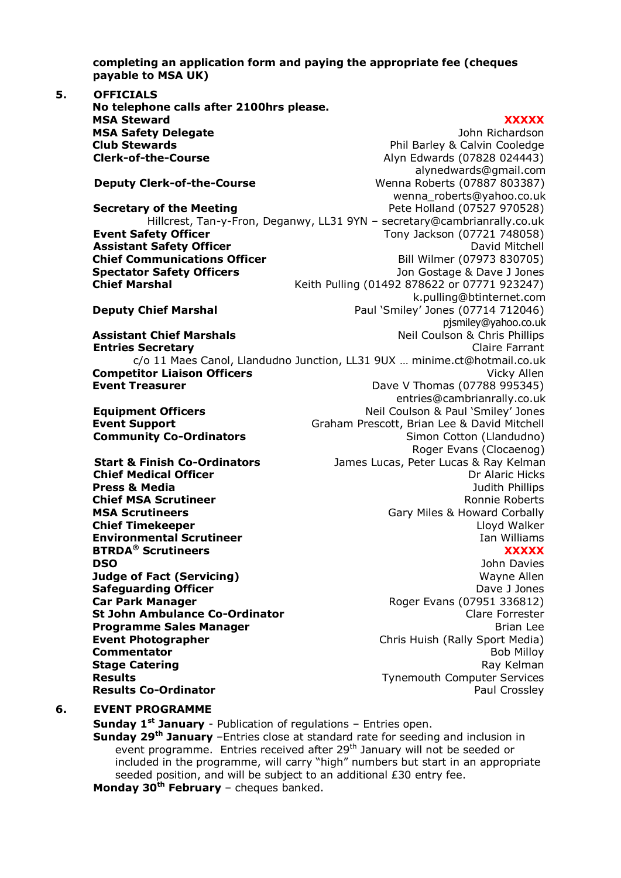**completing an application form and paying the appropriate fee (cheques payable to MSA UK)**

## 5. OFFICIALS

**No telephone calls after 2100hrs please.**

| | |
|---|---|
| **MSA Steward** | **XXXXX** |
| **MSA Safety Delegate** | John Richardson |
| **Club Stewards** | Phil Barley & Calvin Cooledge |
| **Clerk-of-the-Course** | Alyn Edwards (07828 024443) alynedwards@gmail.com |
| **Deputy Clerk-of-the-Course** | Wenna Roberts (07887 803387) wenna_roberts@yahoo.co.uk |
| **Secretary of the Meeting** | Pete Holland (07527 970528) Hillcrest, Tan-y-Fron, Deganwy, LL31 9YN – secretary@cambrianrally.co.uk |
| **Event Safety Officer** | Tony Jackson (07721 748058) |
| **Assistant Safety Officer** | David Mitchell |
| **Chief Communications Officer** | Bill Wilmer (07973 830705) |
| **Spectator Safety Officers** | Jon Gostage & Dave J Jones |
| **Chief Marshal** | Keith Pulling (01492 878622 or 07771 923247) k.pulling@btinternet.com |
| **Deputy Chief Marshal** | Paul 'Smiley' Jones (07714 712046) pjsmiley@yahoo.co.uk |
| **Assistant Chief Marshals** | Neil Coulson & Chris Phillips |
| **Entries Secretary** | Claire Farrant c/o 11 Maes Canol, Llandudno Junction, LL31 9UX … minime.ct@hotmail.co.uk |
| **Competitor Liaison Officers** | Vicky Allen |
| **Event Treasurer** | Dave V Thomas (07788 995345) entries@cambrianrally.co.uk |
| **Equipment Officers** | Neil Coulson & Paul 'Smiley' Jones |
| **Event Support** | Graham Prescott, Brian Lee & David Mitchell |
| **Community Co-Ordinators** | Simon Cotton (Llandudno) Roger Evans (Clocaenog) |
| **Start & Finish Co-Ordinators** | James Lucas, Peter Lucas & Ray Kelman |
| **Chief Medical Officer** | Dr Alaric Hicks |
| **Press & Media** | Judith Phillips |
| **Chief MSA Scrutineer** | Ronnie Roberts |
| **MSA Scrutineers** | Gary Miles & Howard Corbally |
| **Chief Timekeeper** | Lloyd Walker |
| **Environmental Scrutineer** | Ian Williams |
| **BTRDA® Scrutineers** | **XXXXX** |
| **DSO** | John Davies |
| **Judge of Fact (Servicing)** | Wayne Allen |
| **Safeguarding Officer** | Dave J Jones |
| **Car Park Manager** | Roger Evans (07951 336812) |
| **St John Ambulance Co-Ordinator** | Clare Forrester |
| **Programme Sales Manager** | Brian Lee |
| **Event Photographer** | Chris Huish (Rally Sport Media) |
| **Commentator** | Bob Milloy |
| **Stage Catering** | Ray Kelman |
| **Results** | Tynemouth Computer Services |
| **Results Co-Ordinator** | Paul Crossley |

## 6. EVENT PROGRAMME

**Sunday 1st January** - Publication of regulations – Entries open.

**Sunday 29th January** –Entries close at standard rate for seeding and inclusion in event programme. Entries received after 29th January will not be seeded or included in the programme, will carry "high" numbers but start in an appropriate seeded position, and will be subject to an additional £30 entry fee.

**Monday 30th February** – cheques banked.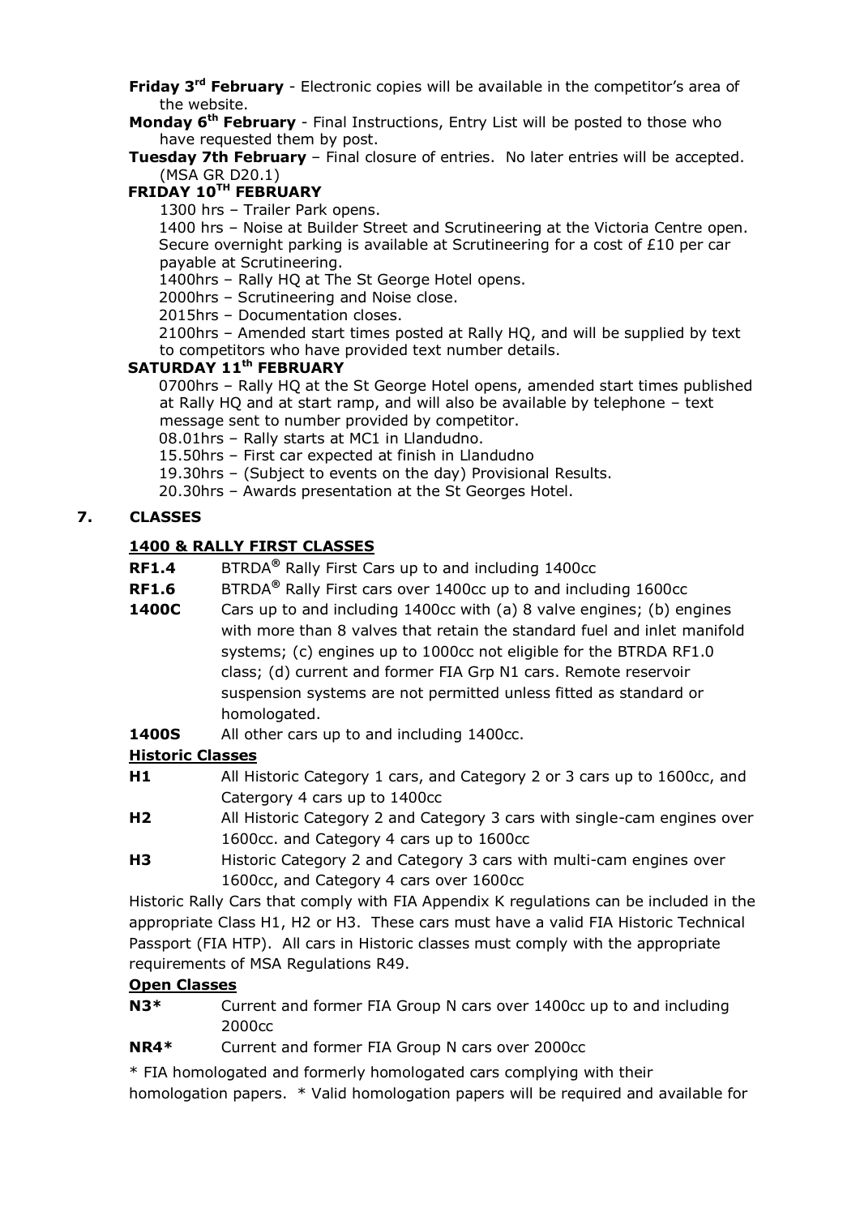**Friday 3rd February** - Electronic copies will be available in the competitor's area of the website.

**Monday 6th February** - Final Instructions, Entry List will be posted to those who have requested them by post.

**Tuesday 7th February** – Final closure of entries. No later entries will be accepted. (MSA GR D20.1)

**FRIDAY 10TH FEBRUARY**

1300 hrs – Trailer Park opens.

1400 hrs – Noise at Builder Street and Scrutineering at the Victoria Centre open. Secure overnight parking is available at Scrutineering for a cost of £10 per car payable at Scrutineering.

1400hrs – Rally HQ at The St George Hotel opens.

2000hrs – Scrutineering and Noise close.

2015hrs – Documentation closes.

2100hrs – Amended start times posted at Rally HQ, and will be supplied by text to competitors who have provided text number details.

**SATURDAY 11th FEBRUARY**

0700hrs – Rally HQ at the St George Hotel opens, amended start times published at Rally HQ and at start ramp, and will also be available by telephone – text message sent to number provided by competitor.

08.01hrs – Rally starts at MC1 in Llandudno.

15.50hrs – First car expected at finish in Llandudno

19.30hrs – (Subject to events on the day) Provisional Results.

20.30hrs – Awards presentation at the St Georges Hotel.

## 7. CLASSES

**1400 & RALLY FIRST CLASSES**

**RF1.4** BTRDA® Rally First Cars up to and including 1400cc

**RF1.6** BTRDA® Rally First cars over 1400cc up to and including 1600cc

**1400C** Cars up to and including 1400cc with (a) 8 valve engines; (b) engines with more than 8 valves that retain the standard fuel and inlet manifold systems; (c) engines up to 1000cc not eligible for the BTRDA RF1.0 class; (d) current and former FIA Grp N1 cars. Remote reservoir suspension systems are not permitted unless fitted as standard or homologated.

**1400S** All other cars up to and including 1400cc.

**Historic Classes**

**H1** All Historic Category 1 cars, and Category 2 or 3 cars up to 1600cc, and Catergory 4 cars up to 1400cc

**H2** All Historic Category 2 and Category 3 cars with single-cam engines over 1600cc. and Category 4 cars up to 1600cc

**H3** Historic Category 2 and Category 3 cars with multi-cam engines over 1600cc, and Category 4 cars over 1600cc

Historic Rally Cars that comply with FIA Appendix K regulations can be included in the appropriate Class H1, H2 or H3. These cars must have a valid FIA Historic Technical Passport (FIA HTP). All cars in Historic classes must comply with the appropriate requirements of MSA Regulations R49.

**Open Classes**

**N3*** Current and former FIA Group N cars over 1400cc up to and including 2000cc

**NR4*** Current and former FIA Group N cars over 2000cc

* FIA homologated and formerly homologated cars complying with their homologation papers. * Valid homologation papers will be required and available for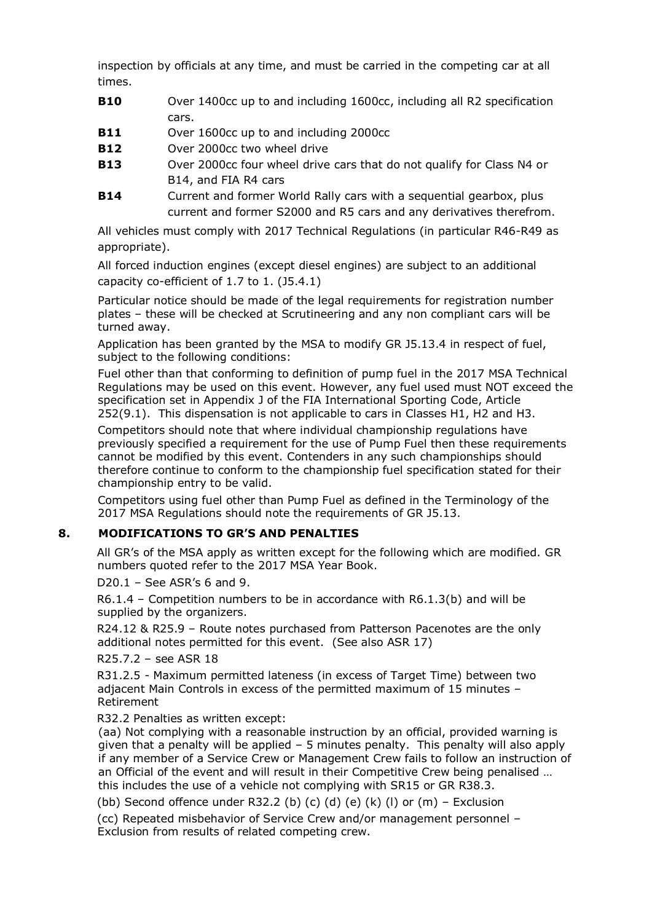inspection by officials at any time, and must be carried in the competing car at all times.

| | |
|---|---|
| **B10** | Over 1400cc up to and including 1600cc, including all R2 specification cars. |
| **B11** | Over 1600cc up to and including 2000cc |
| **B12** | Over 2000cc two wheel drive |
| **B13** | Over 2000cc four wheel drive cars that do not qualify for Class N4 or B14, and FIA R4 cars |
| **B14** | Current and former World Rally cars with a sequential gearbox, plus current and former S2000 and R5 cars and any derivatives therefrom. |

All vehicles must comply with 2017 Technical Regulations (in particular R46-R49 as appropriate).

All forced induction engines (except diesel engines) are subject to an additional capacity co-efficient of 1.7 to 1. (J5.4.1)

Particular notice should be made of the legal requirements for registration number plates – these will be checked at Scrutineering and any non compliant cars will be turned away.

Application has been granted by the MSA to modify GR J5.13.4 in respect of fuel, subject to the following conditions:

Fuel other than that conforming to definition of pump fuel in the 2017 MSA Technical Regulations may be used on this event. However, any fuel used must NOT exceed the specification set in Appendix J of the FIA International Sporting Code, Article 252(9.1). This dispensation is not applicable to cars in Classes H1, H2 and H3.

Competitors should note that where individual championship regulations have previously specified a requirement for the use of Pump Fuel then these requirements cannot be modified by this event. Contenders in any such championships should therefore continue to conform to the championship fuel specification stated for their championship entry to be valid.

Competitors using fuel other than Pump Fuel as defined in the Terminology of the 2017 MSA Regulations should note the requirements of GR J5.13.

## 8. MODIFICATIONS TO GR'S AND PENALTIES

All GR's of the MSA apply as written except for the following which are modified. GR numbers quoted refer to the 2017 MSA Year Book.

D20.1 – See ASR's 6 and 9.

R6.1.4 – Competition numbers to be in accordance with R6.1.3(b) and will be supplied by the organizers.

R24.12 & R25.9 – Route notes purchased from Patterson Pacenotes are the only additional notes permitted for this event. (See also ASR 17)

R25.7.2 – see ASR 18

R31.2.5 - Maximum permitted lateness (in excess of Target Time) between two adjacent Main Controls in excess of the permitted maximum of 15 minutes – Retirement

R32.2 Penalties as written except:

(aa) Not complying with a reasonable instruction by an official, provided warning is given that a penalty will be applied – 5 minutes penalty. This penalty will also apply if any member of a Service Crew or Management Crew fails to follow an instruction of an Official of the event and will result in their Competitive Crew being penalised … this includes the use of a vehicle not complying with SR15 or GR R38.3.

(bb) Second offence under R32.2 (b) (c) (d) (e) (k) (l) or (m) – Exclusion

(cc) Repeated misbehavior of Service Crew and/or management personnel – Exclusion from results of related competing crew.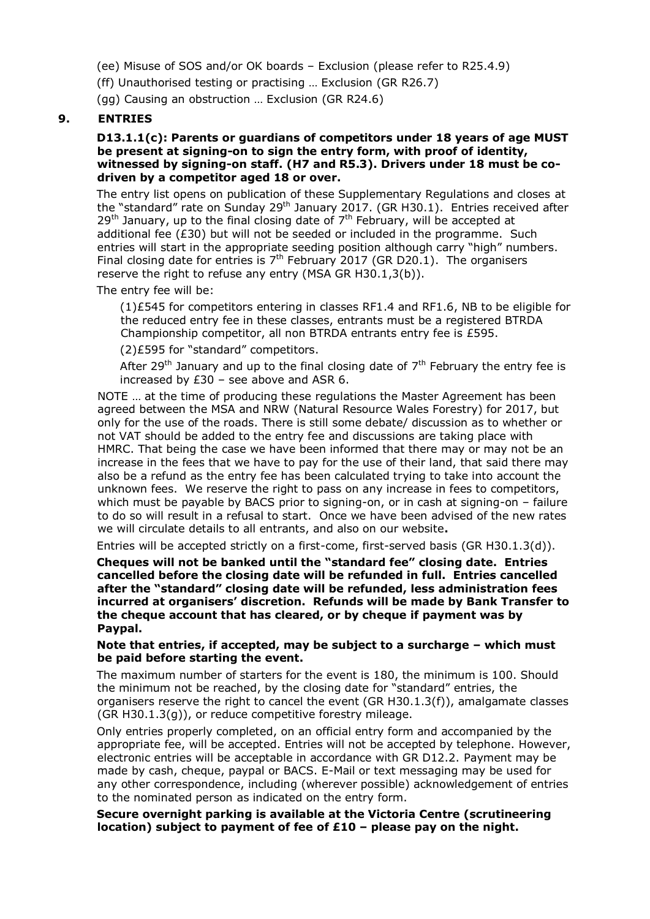(ee) Misuse of SOS and/or OK boards – Exclusion (please refer to R25.4.9)

(ff) Unauthorised testing or practising … Exclusion (GR R26.7)

(gg) Causing an obstruction … Exclusion (GR R24.6)

## 9. ENTRIES

**D13.1.1(c): Parents or guardians of competitors under 18 years of age MUST be present at signing-on to sign the entry form, with proof of identity, witnessed by signing-on staff. (H7 and R5.3). Drivers under 18 must be co-driven by a competitor aged 18 or over.**

The entry list opens on publication of these Supplementary Regulations and closes at the "standard" rate on Sunday 29th January 2017. (GR H30.1). Entries received after 29th January, up to the final closing date of 7th February, will be accepted at additional fee (£30) but will not be seeded or included in the programme. Such entries will start in the appropriate seeding position although carry "high" numbers. Final closing date for entries is 7th February 2017 (GR D20.1). The organisers reserve the right to refuse any entry (MSA GR H30.1,3(b)).

The entry fee will be:

(1)£545 for competitors entering in classes RF1.4 and RF1.6, NB to be eligible for the reduced entry fee in these classes, entrants must be a registered BTRDA Championship competitor, all non BTRDA entrants entry fee is £595.

(2)£595 for "standard" competitors.

After 29th January and up to the final closing date of 7th February the entry fee is increased by £30 – see above and ASR 6.

NOTE … at the time of producing these regulations the Master Agreement has been agreed between the MSA and NRW (Natural Resource Wales Forestry) for 2017, but only for the use of the roads. There is still some debate/ discussion as to whether or not VAT should be added to the entry fee and discussions are taking place with HMRC. That being the case we have been informed that there may or may not be an increase in the fees that we have to pay for the use of their land, that said there may also be a refund as the entry fee has been calculated trying to take into account the unknown fees. We reserve the right to pass on any increase in fees to competitors, which must be payable by BACS prior to signing-on, or in cash at signing-on – failure to do so will result in a refusal to start. Once we have been advised of the new rates we will circulate details to all entrants, and also on our website**.**

Entries will be accepted strictly on a first-come, first-served basis (GR H30.1.3(d)).

**Cheques will not be banked until the "standard fee" closing date. Entries cancelled before the closing date will be refunded in full. Entries cancelled after the "standard" closing date will be refunded, less administration fees incurred at organisers' discretion. Refunds will be made by Bank Transfer to the cheque account that has cleared, or by cheque if payment was by Paypal.**

**Note that entries, if accepted, may be subject to a surcharge – which must be paid before starting the event.**

The maximum number of starters for the event is 180, the minimum is 100. Should the minimum not be reached, by the closing date for "standard" entries, the organisers reserve the right to cancel the event (GR H30.1.3(f)), amalgamate classes (GR H30.1.3(g)), or reduce competitive forestry mileage.

Only entries properly completed, on an official entry form and accompanied by the appropriate fee, will be accepted. Entries will not be accepted by telephone. However, electronic entries will be acceptable in accordance with GR D12.2. Payment may be made by cash, cheque, paypal or BACS. E-Mail or text messaging may be used for any other correspondence, including (wherever possible) acknowledgement of entries to the nominated person as indicated on the entry form.

**Secure overnight parking is available at the Victoria Centre (scrutineering location) subject to payment of fee of £10 – please pay on the night.**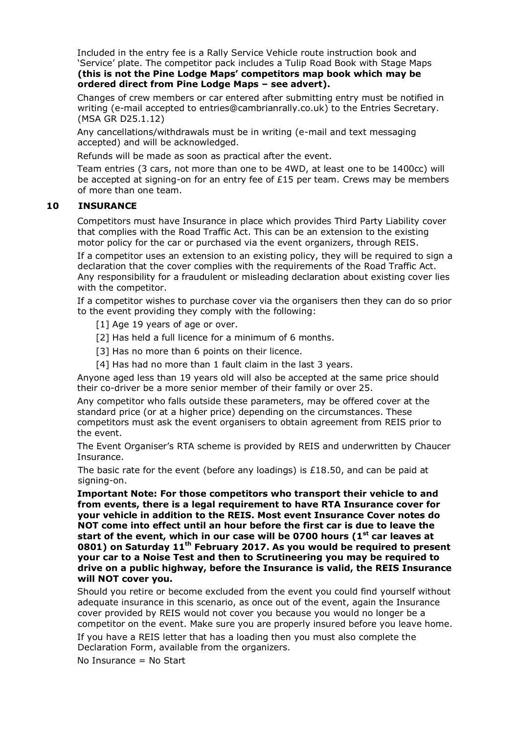Included in the entry fee is a Rally Service Vehicle route instruction book and 'Service' plate. The competitor pack includes a Tulip Road Book with Stage Maps **(this is not the Pine Lodge Maps' competitors map book which may be ordered direct from Pine Lodge Maps – see advert).**

Changes of crew members or car entered after submitting entry must be notified in writing (e-mail accepted to entries@cambrianrally.co.uk) to the Entries Secretary. (MSA GR D25.1.12)

Any cancellations/withdrawals must be in writing (e-mail and text messaging accepted) and will be acknowledged.

Refunds will be made as soon as practical after the event.

Team entries (3 cars, not more than one to be 4WD, at least one to be 1400cc) will be accepted at signing-on for an entry fee of £15 per team. Crews may be members of more than one team.

## 10 INSURANCE

Competitors must have Insurance in place which provides Third Party Liability cover that complies with the Road Traffic Act. This can be an extension to the existing motor policy for the car or purchased via the event organizers, through REIS.

If a competitor uses an extension to an existing policy, they will be required to sign a declaration that the cover complies with the requirements of the Road Traffic Act. Any responsibility for a fraudulent or misleading declaration about existing cover lies with the competitor.

If a competitor wishes to purchase cover via the organisers then they can do so prior to the event providing they comply with the following:

- [1] Age 19 years of age or over.
- [2] Has held a full licence for a minimum of 6 months.
- [3] Has no more than 6 points on their licence.
- [4] Has had no more than 1 fault claim in the last 3 years.

Anyone aged less than 19 years old will also be accepted at the same price should their co-driver be a more senior member of their family or over 25.

Any competitor who falls outside these parameters, may be offered cover at the standard price (or at a higher price) depending on the circumstances. These competitors must ask the event organisers to obtain agreement from REIS prior to the event.

The Event Organiser's RTA scheme is provided by REIS and underwritten by Chaucer Insurance.

The basic rate for the event (before any loadings) is £18.50, and can be paid at signing-on.

**Important Note: For those competitors who transport their vehicle to and from events, there is a legal requirement to have RTA Insurance cover for your vehicle in addition to the REIS. Most event Insurance Cover notes do NOT come into effect until an hour before the first car is due to leave the start of the event, which in our case will be 0700 hours (1st car leaves at 0801) on Saturday 11th February 2017. As you would be required to present your car to a Noise Test and then to Scrutineering you may be required to drive on a public highway, before the Insurance is valid, the REIS Insurance will NOT cover you.**

Should you retire or become excluded from the event you could find yourself without adequate insurance in this scenario, as once out of the event, again the Insurance cover provided by REIS would not cover you because you would no longer be a competitor on the event. Make sure you are properly insured before you leave home.

If you have a REIS letter that has a loading then you must also complete the Declaration Form, available from the organizers.

No Insurance = No Start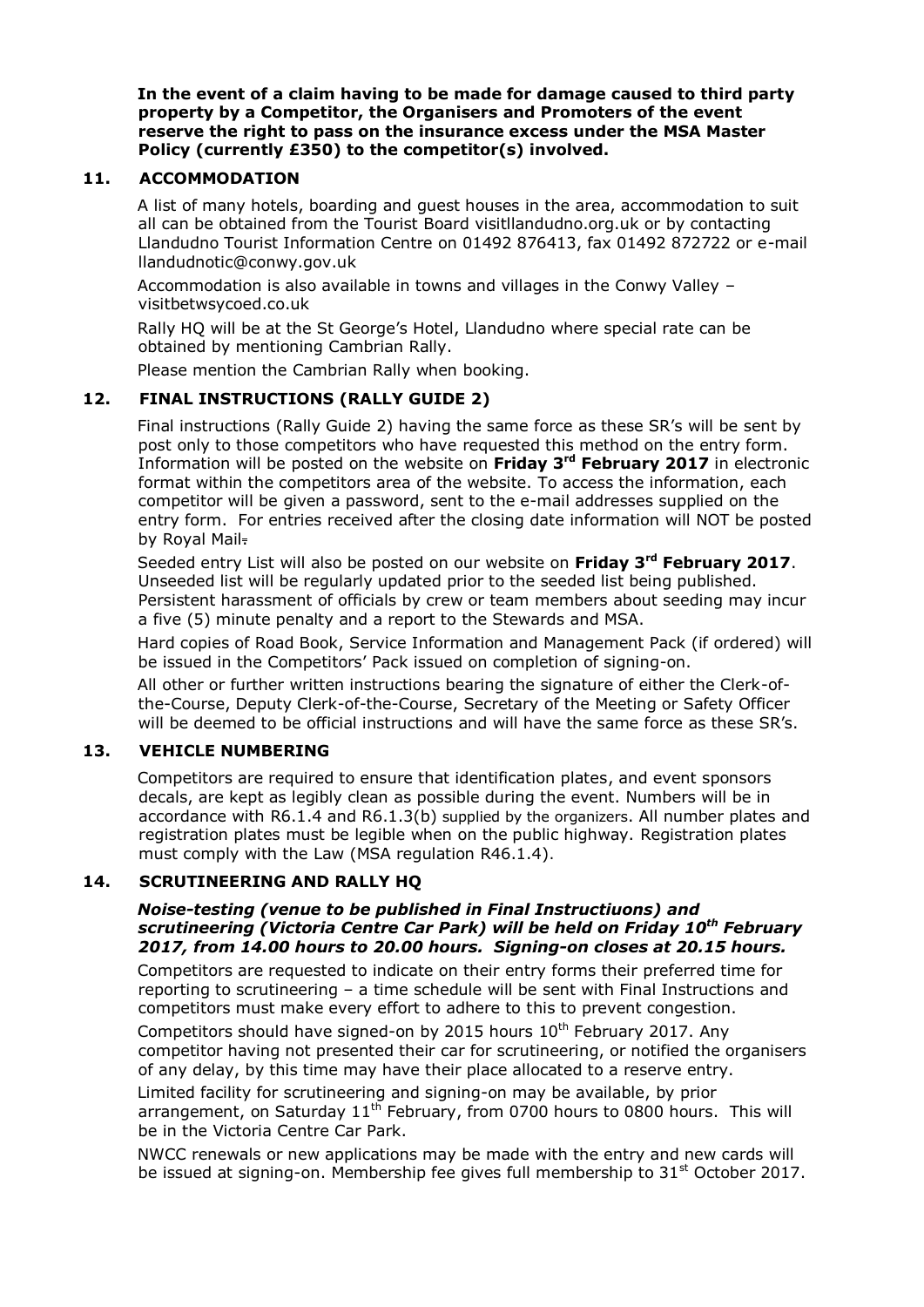**In the event of a claim having to be made for damage caused to third party property by a Competitor, the Organisers and Promoters of the event reserve the right to pass on the insurance excess under the MSA Master Policy (currently £350) to the competitor(s) involved.**

## 11. ACCOMMODATION

A list of many hotels, boarding and guest houses in the area, accommodation to suit all can be obtained from the Tourist Board visitllandudno.org.uk or by contacting Llandudno Tourist Information Centre on 01492 876413, fax 01492 872722 or e-mail llandudnotic@conwy.gov.uk

Accommodation is also available in towns and villages in the Conwy Valley – visitbetwsycoed.co.uk

Rally HQ will be at the St George's Hotel, Llandudno where special rate can be obtained by mentioning Cambrian Rally.

Please mention the Cambrian Rally when booking.

## 12. FINAL INSTRUCTIONS (RALLY GUIDE 2)

Final instructions (Rally Guide 2) having the same force as these SR's will be sent by post only to those competitors who have requested this method on the entry form. Information will be posted on the website on **Friday 3rd February 2017** in electronic format within the competitors area of the website. To access the information, each competitor will be given a password, sent to the e-mail addresses supplied on the entry form. For entries received after the closing date information will NOT be posted by Royal Mail.

Seeded entry List will also be posted on our website on **Friday 3rd February 2017**. Unseeded list will be regularly updated prior to the seeded list being published. Persistent harassment of officials by crew or team members about seeding may incur a five (5) minute penalty and a report to the Stewards and MSA.

Hard copies of Road Book, Service Information and Management Pack (if ordered) will be issued in the Competitors' Pack issued on completion of signing-on.

All other or further written instructions bearing the signature of either the Clerk-of-the-Course, Deputy Clerk-of-the-Course, Secretary of the Meeting or Safety Officer will be deemed to be official instructions and will have the same force as these SR's.

## 13. VEHICLE NUMBERING

Competitors are required to ensure that identification plates, and event sponsors decals, are kept as legibly clean as possible during the event. Numbers will be in accordance with R6.1.4 and R6.1.3(b) supplied by the organizers. All number plates and registration plates must be legible when on the public highway. Registration plates must comply with the Law (MSA regulation R46.1.4).

## 14. SCRUTINEERING AND RALLY HQ

***Noise-testing (venue to be published in Final Instructiuons) and scrutineering (Victoria Centre Car Park) will be held on Friday 10th February 2017, from 14.00 hours to 20.00 hours. Signing-on closes at 20.15 hours.***

Competitors are requested to indicate on their entry forms their preferred time for reporting to scrutineering – a time schedule will be sent with Final Instructions and competitors must make every effort to adhere to this to prevent congestion.

Competitors should have signed-on by 2015 hours 10th February 2017. Any competitor having not presented their car for scrutineering, or notified the organisers of any delay, by this time may have their place allocated to a reserve entry.

Limited facility for scrutineering and signing-on may be available, by prior arrangement, on Saturday 11th February, from 0700 hours to 0800 hours. This will be in the Victoria Centre Car Park.

NWCC renewals or new applications may be made with the entry and new cards will be issued at signing-on. Membership fee gives full membership to 31st October 2017.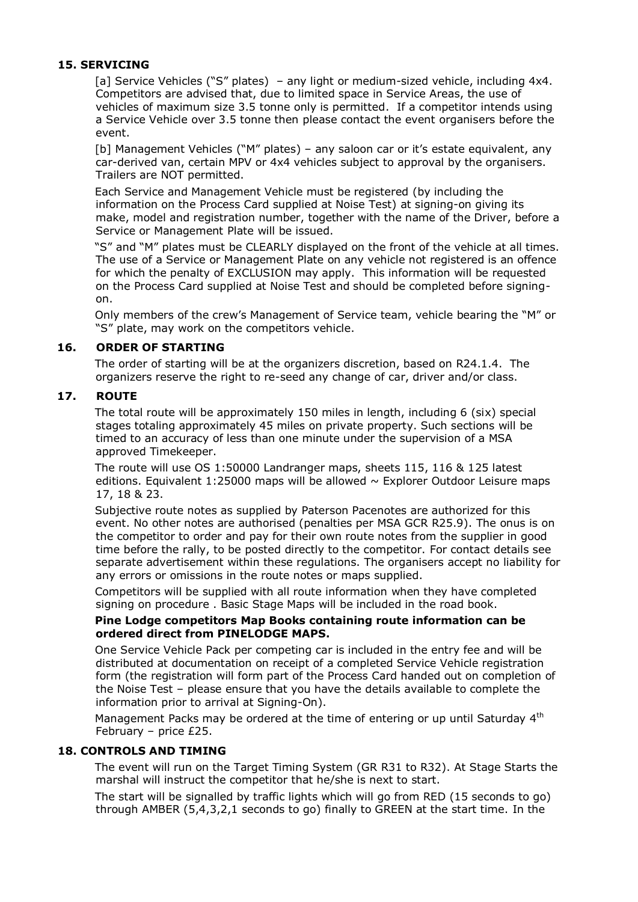## 15. SERVICING

[a] Service Vehicles ("S" plates) – any light or medium-sized vehicle, including 4x4. Competitors are advised that, due to limited space in Service Areas, the use of vehicles of maximum size 3.5 tonne only is permitted. If a competitor intends using a Service Vehicle over 3.5 tonne then please contact the event organisers before the event.

[b] Management Vehicles ("M" plates) – any saloon car or it's estate equivalent, any car-derived van, certain MPV or 4x4 vehicles subject to approval by the organisers. Trailers are NOT permitted.

Each Service and Management Vehicle must be registered (by including the information on the Process Card supplied at Noise Test) at signing-on giving its make, model and registration number, together with the name of the Driver, before a Service or Management Plate will be issued.

"S" and "M" plates must be CLEARLY displayed on the front of the vehicle at all times. The use of a Service or Management Plate on any vehicle not registered is an offence for which the penalty of EXCLUSION may apply. This information will be requested on the Process Card supplied at Noise Test and should be completed before signing-on.

Only members of the crew's Management of Service team, vehicle bearing the "M" or "S" plate, may work on the competitors vehicle.

## 16. ORDER OF STARTING

The order of starting will be at the organizers discretion, based on R24.1.4. The organizers reserve the right to re-seed any change of car, driver and/or class.

## 17. ROUTE

The total route will be approximately 150 miles in length, including 6 (six) special stages totaling approximately 45 miles on private property. Such sections will be timed to an accuracy of less than one minute under the supervision of a MSA approved Timekeeper.

The route will use OS 1:50000 Landranger maps, sheets 115, 116 & 125 latest editions. Equivalent 1:25000 maps will be allowed ~ Explorer Outdoor Leisure maps 17, 18 & 23.

Subjective route notes as supplied by Paterson Pacenotes are authorized for this event. No other notes are authorised (penalties per MSA GCR R25.9). The onus is on the competitor to order and pay for their own route notes from the supplier in good time before the rally, to be posted directly to the competitor. For contact details see separate advertisement within these regulations. The organisers accept no liability for any errors or omissions in the route notes or maps supplied.

Competitors will be supplied with all route information when they have completed signing on procedure . Basic Stage Maps will be included in the road book.

**Pine Lodge competitors Map Books containing route information can be ordered direct from PINELODGE MAPS.**

One Service Vehicle Pack per competing car is included in the entry fee and will be distributed at documentation on receipt of a completed Service Vehicle registration form (the registration will form part of the Process Card handed out on completion of the Noise Test – please ensure that you have the details available to complete the information prior to arrival at Signing-On).

Management Packs may be ordered at the time of entering or up until Saturday 4th February – price £25.

## 18. CONTROLS AND TIMING

The event will run on the Target Timing System (GR R31 to R32). At Stage Starts the marshal will instruct the competitor that he/she is next to start.

The start will be signalled by traffic lights which will go from RED (15 seconds to go) through AMBER (5,4,3,2,1 seconds to go) finally to GREEN at the start time. In the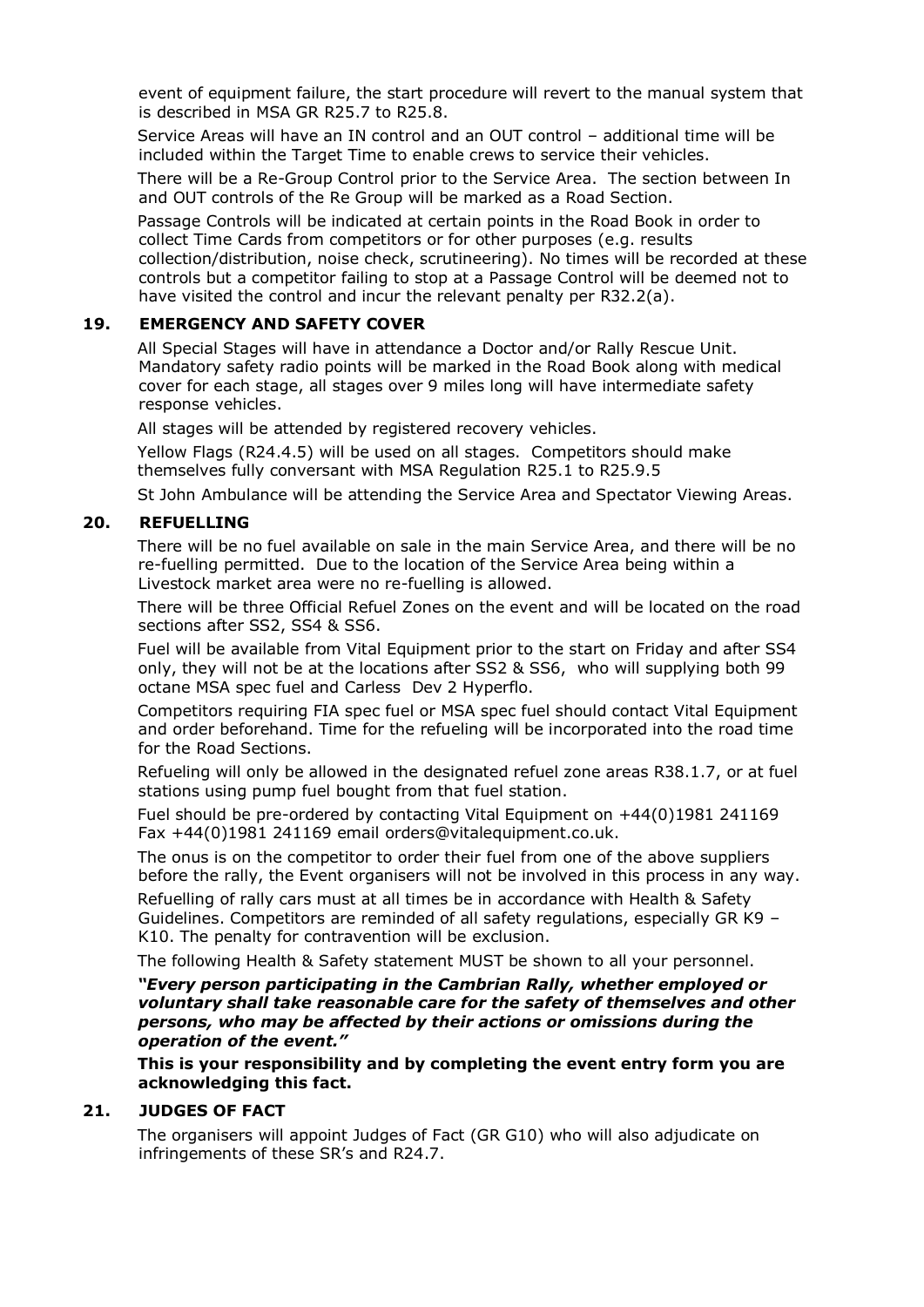event of equipment failure, the start procedure will revert to the manual system that is described in MSA GR R25.7 to R25.8.

Service Areas will have an IN control and an OUT control – additional time will be included within the Target Time to enable crews to service their vehicles.

There will be a Re-Group Control prior to the Service Area. The section between In and OUT controls of the Re Group will be marked as a Road Section.

Passage Controls will be indicated at certain points in the Road Book in order to collect Time Cards from competitors or for other purposes (e.g. results collection/distribution, noise check, scrutineering). No times will be recorded at these controls but a competitor failing to stop at a Passage Control will be deemed not to have visited the control and incur the relevant penalty per R32.2(a).

## 19. EMERGENCY AND SAFETY COVER

All Special Stages will have in attendance a Doctor and/or Rally Rescue Unit. Mandatory safety radio points will be marked in the Road Book along with medical cover for each stage, all stages over 9 miles long will have intermediate safety response vehicles.

All stages will be attended by registered recovery vehicles.

Yellow Flags (R24.4.5) will be used on all stages. Competitors should make themselves fully conversant with MSA Regulation R25.1 to R25.9.5

St John Ambulance will be attending the Service Area and Spectator Viewing Areas.

## 20. REFUELLING

There will be no fuel available on sale in the main Service Area, and there will be no re-fuelling permitted. Due to the location of the Service Area being within a Livestock market area were no re-fuelling is allowed.

There will be three Official Refuel Zones on the event and will be located on the road sections after SS2, SS4 & SS6.

Fuel will be available from Vital Equipment prior to the start on Friday and after SS4 only, they will not be at the locations after SS2 & SS6, who will supplying both 99 octane MSA spec fuel and Carless Dev 2 Hyperflo.

Competitors requiring FIA spec fuel or MSA spec fuel should contact Vital Equipment and order beforehand. Time for the refueling will be incorporated into the road time for the Road Sections.

Refueling will only be allowed in the designated refuel zone areas R38.1.7, or at fuel stations using pump fuel bought from that fuel station.

Fuel should be pre-ordered by contacting Vital Equipment on +44(0)1981 241169 Fax +44(0)1981 241169 email orders@vitalequipment.co.uk.

The onus is on the competitor to order their fuel from one of the above suppliers before the rally, the Event organisers will not be involved in this process in any way.

Refuelling of rally cars must at all times be in accordance with Health & Safety Guidelines. Competitors are reminded of all safety regulations, especially GR K9 – K10. The penalty for contravention will be exclusion.

The following Health & Safety statement MUST be shown to all your personnel.

***"Every person participating in the Cambrian Rally, whether employed or voluntary shall take reasonable care for the safety of themselves and other persons, who may be affected by their actions or omissions during the operation of the event."***

**This is your responsibility and by completing the event entry form you are acknowledging this fact.**

## 21. JUDGES OF FACT

The organisers will appoint Judges of Fact (GR G10) who will also adjudicate on infringements of these SR's and R24.7.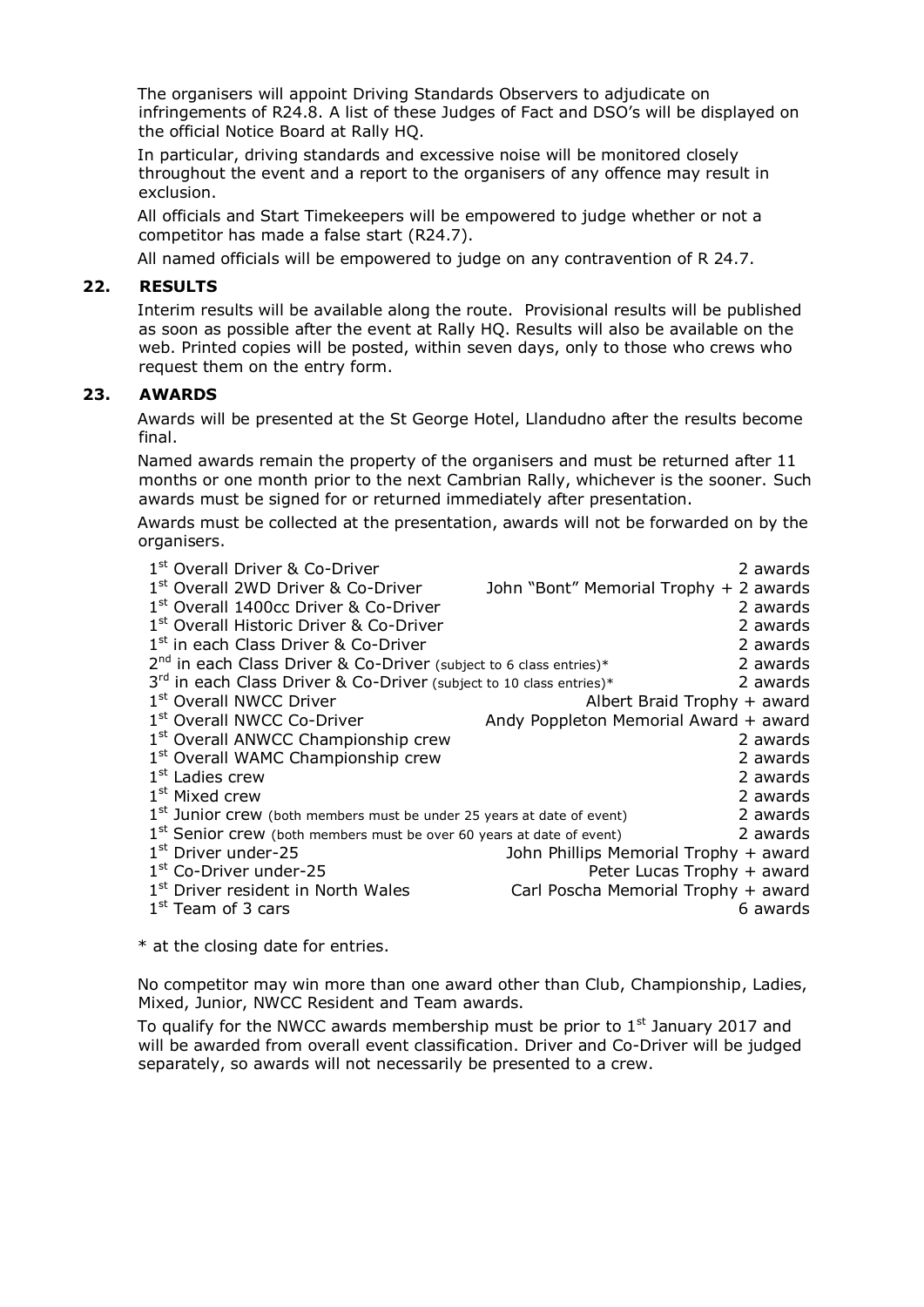The organisers will appoint Driving Standards Observers to adjudicate on infringements of R24.8. A list of these Judges of Fact and DSO's will be displayed on the official Notice Board at Rally HQ.

In particular, driving standards and excessive noise will be monitored closely throughout the event and a report to the organisers of any offence may result in exclusion.

All officials and Start Timekeepers will be empowered to judge whether or not a competitor has made a false start (R24.7).

All named officials will be empowered to judge on any contravention of R 24.7.

## 22. RESULTS

Interim results will be available along the route. Provisional results will be published as soon as possible after the event at Rally HQ. Results will also be available on the web. Printed copies will be posted, within seven days, only to those who crews who request them on the entry form.

## 23. AWARDS

Awards will be presented at the St George Hotel, Llandudno after the results become final.

Named awards remain the property of the organisers and must be returned after 11 months or one month prior to the next Cambrian Rally, whichever is the sooner. Such awards must be signed for or returned immediately after presentation.

Awards must be collected at the presentation, awards will not be forwarded on by the organisers.

| | |
|---|---|
| 1st Overall Driver & Co-Driver | 2 awards |
| 1st Overall 2WD Driver & Co-Driver | John "Bont" Memorial Trophy + 2 awards |
| 1st Overall 1400cc Driver & Co-Driver | 2 awards |
| 1st Overall Historic Driver & Co-Driver | 2 awards |
| 1st in each Class Driver & Co-Driver | 2 awards |
| 2nd in each Class Driver & Co-Driver (subject to 6 class entries)* | 2 awards |
| 3rd in each Class Driver & Co-Driver (subject to 10 class entries)* | 2 awards |
| 1st Overall NWCC Driver | Albert Braid Trophy + award |
| 1st Overall NWCC Co-Driver | Andy Poppleton Memorial Award + award |
| 1st Overall ANWCC Championship crew | 2 awards |
| 1st Overall WAMC Championship crew | 2 awards |
| 1st Ladies crew | 2 awards |
| 1st Mixed crew | 2 awards |
| 1st Junior crew (both members must be under 25 years at date of event) | 2 awards |
| 1st Senior crew (both members must be over 60 years at date of event) | 2 awards |
| 1st Driver under-25 | John Phillips Memorial Trophy + award |
| 1st Co-Driver under-25 | Peter Lucas Trophy + award |
| 1st Driver resident in North Wales | Carl Poscha Memorial Trophy + award |
| 1st Team of 3 cars | 6 awards |

* at the closing date for entries.

No competitor may win more than one award other than Club, Championship, Ladies, Mixed, Junior, NWCC Resident and Team awards.

To qualify for the NWCC awards membership must be prior to 1st January 2017 and will be awarded from overall event classification. Driver and Co-Driver will be judged separately, so awards will not necessarily be presented to a crew.